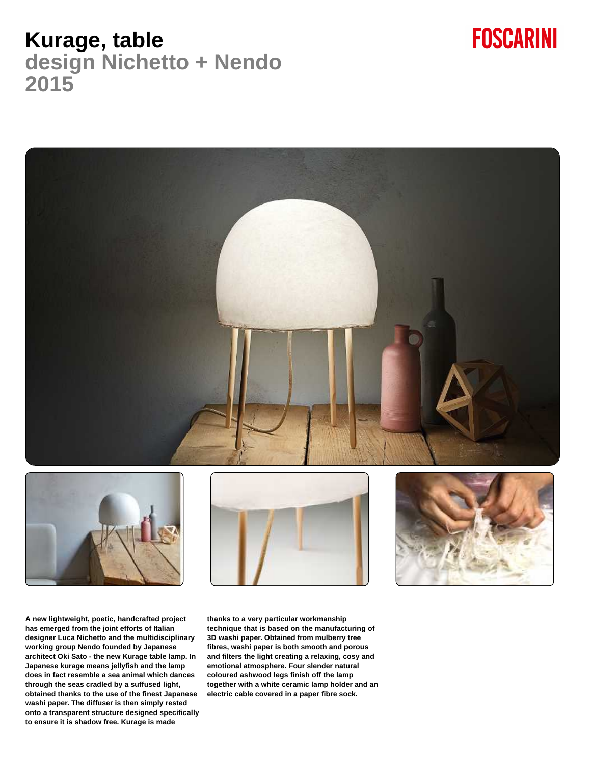# Kurage, table

## design Nichetto + Nendo
## 2015

FOSCARINI

**A new lightweight, poetic, handcrafted project has emerged from the joint efforts of Italian designer Luca Nichetto and the multidisciplinary working group Nendo founded by Japanese architect Oki Sato - the new Kurage table lamp. In Japanese kurage means jellyfish and the lamp does in fact resemble a sea animal which dances through the seas cradled by a suffused light, obtained thanks to the use of the finest Japanese washi paper. The diffuser is then simply rested onto a transparent structure designed specifically to ensure it is shadow free. Kurage is made thanks to a very particular workmanship technique that is based on the manufacturing of 3D washi paper. Obtained from mulberry tree fibres, washi paper is both smooth and porous and filters the light creating a relaxing, cosy and emotional atmosphere. Four slender natural coloured ashwood legs finish off the lamp together with a white ceramic lamp holder and an electric cable covered in a paper fibre sock.**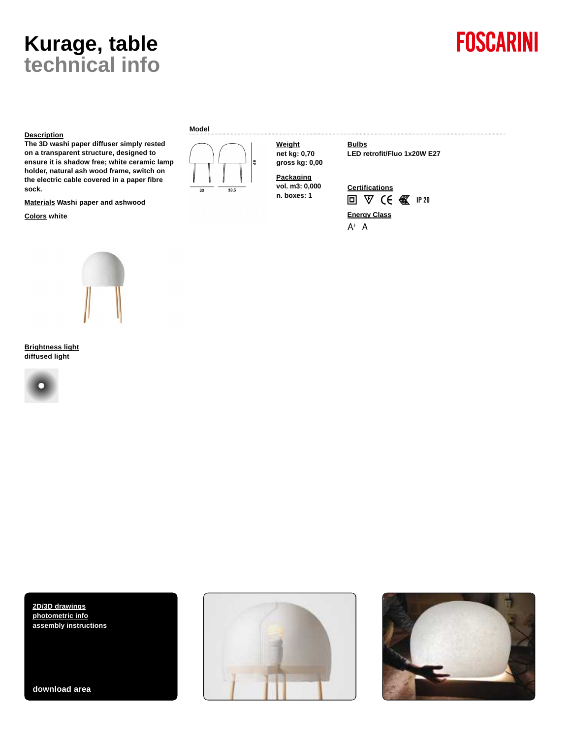# Kurage, table
## technical info

FOSCARINI

**Description**
The 3D washi paper diffuser simply rested on a transparent structure, designed to ensure it is shadow free; white ceramic lamp holder, natural ash wood frame, switch on the electric cable covered in a paper fibre sock.

**Materials** Washi paper and ashwood

**Colors** white

**Model**

49

30

33,5

**Weight**
net kg: 0,70
gross kg: 0,00

**Packaging**
vol. m3: 0,000
n. boxes: 1

**Bulbs**
LED retrofit/Fluo 1x20W E27

**Certifications**
IP 20

**Energy Class**
A+ A

**Brightness light**
diffused light

2D/3D drawings
photometric info
assembly instructions

download area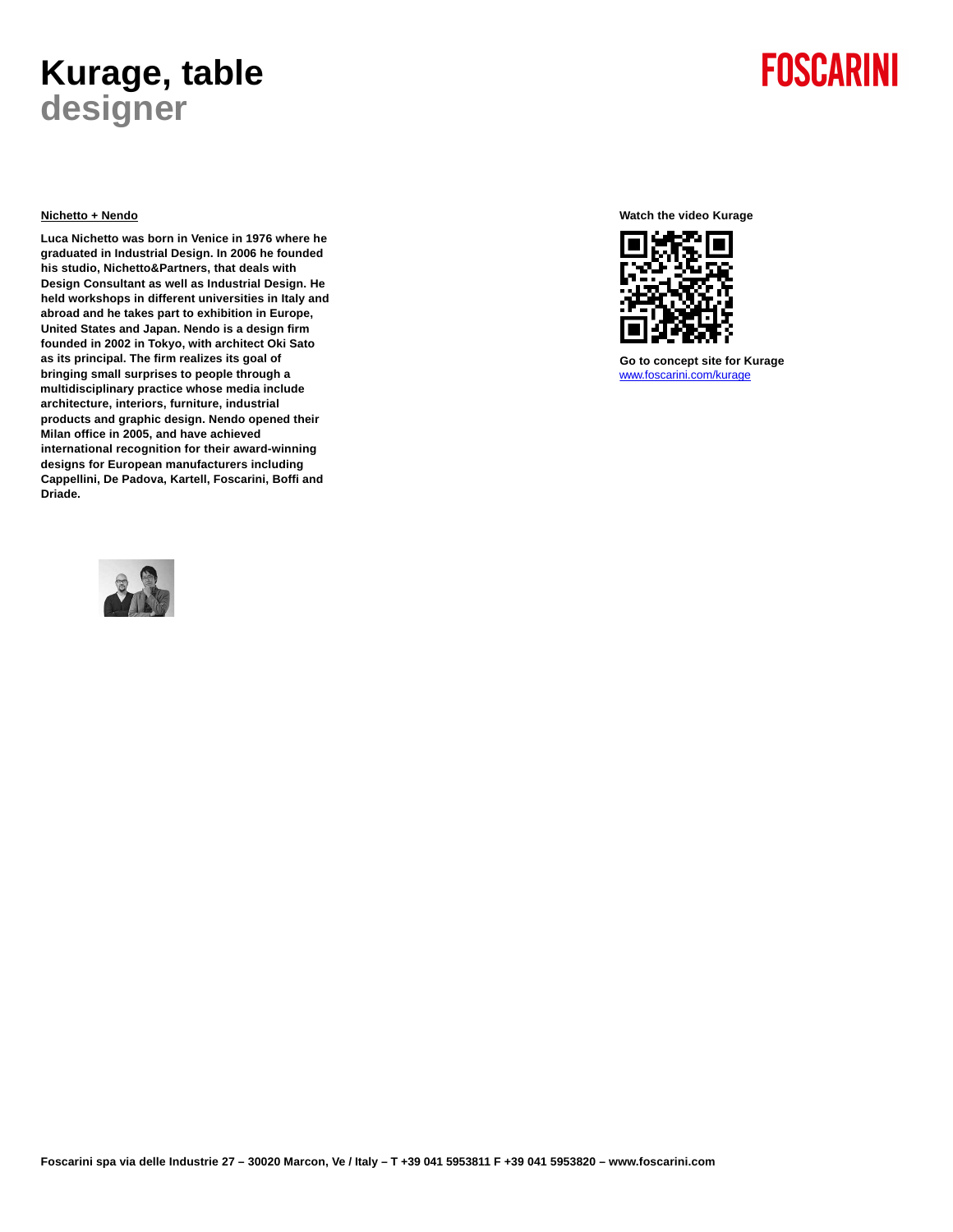# Kurage, table
## designer

**Nichetto + Nendo**

**Luca Nichetto was born in Venice in 1976 where he graduated in Industrial Design. In 2006 he founded his studio, Nichetto&Partners, that deals with Design Consultant as well as Industrial Design. He held workshops in different universities in Italy and abroad and he takes part to exhibition in Europe, United States and Japan. Nendo is a design firm founded in 2002 in Tokyo, with architect Oki Sato as its principal. The firm realizes its goal of bringing small surprises to people through a multidisciplinary practice whose media include architecture, interiors, furniture, industrial products and graphic design. Nendo opened their Milan office in 2005, and have achieved international recognition for their award-winning designs for European manufacturers including Cappellini, De Padova, Kartell, Foscarini, Boffi and Driade.**

**Watch the video Kurage**

**Go to concept site for Kurage**
www.foscarini.com/kurage

**Foscarini spa via delle Industrie 27 – 30020 Marcon, Ve / Italy – T +39 041 5953811 F +39 041 5953820 – www.foscarini.com**